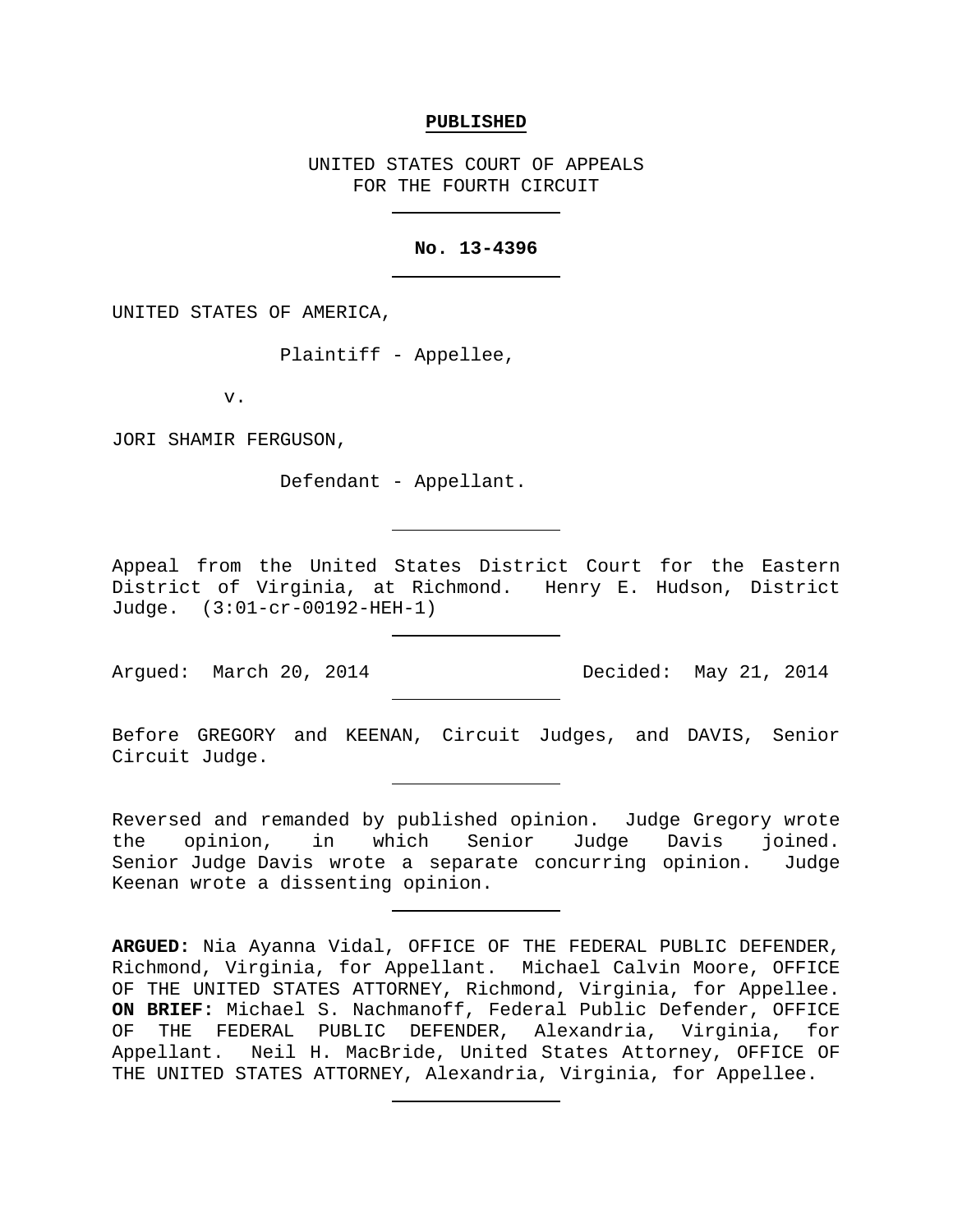**PUBLISHED**

UNITED STATES COURT OF APPEALS
FOR THE FOURTH CIRCUIT

---

**No. 13-4396**

---

UNITED STATES OF AMERICA,

Plaintiff - Appellee,

v.

JORI SHAMIR FERGUSON,

Defendant - Appellant.

---

Appeal from the United States District Court for the Eastern District of Virginia, at Richmond. Henry E. Hudson, District Judge. (3:01-cr-00192-HEH-1)

---

Argued: March 20, 2014 Decided: May 21, 2014

---

Before GREGORY and KEENAN, Circuit Judges, and DAVIS, Senior Circuit Judge.

---

Reversed and remanded by published opinion. Judge Gregory wrote the opinion, in which Senior Judge Davis joined. Senior Judge Davis wrote a separate concurring opinion. Judge Keenan wrote a dissenting opinion.

---

**ARGUED:** Nia Ayanna Vidal, OFFICE OF THE FEDERAL PUBLIC DEFENDER, Richmond, Virginia, for Appellant. Michael Calvin Moore, OFFICE OF THE UNITED STATES ATTORNEY, Richmond, Virginia, for Appellee. **ON BRIEF:** Michael S. Nachmanoff, Federal Public Defender, OFFICE OF THE FEDERAL PUBLIC DEFENDER, Alexandria, Virginia, for Appellant. Neil H. MacBride, United States Attorney, OFFICE OF THE UNITED STATES ATTORNEY, Alexandria, Virginia, for Appellee.

---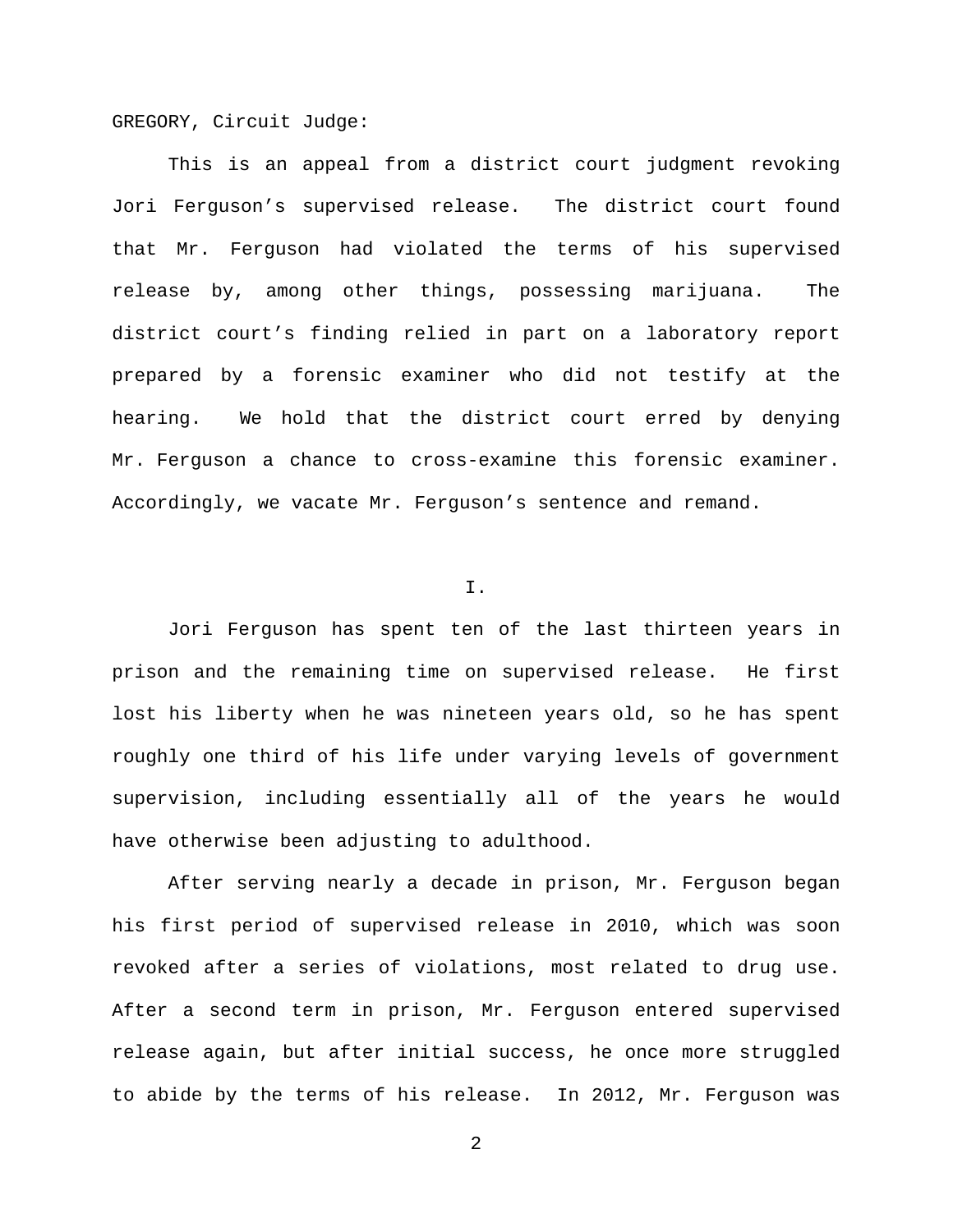GREGORY, Circuit Judge:

This is an appeal from a district court judgment revoking Jori Ferguson's supervised release. The district court found that Mr. Ferguson had violated the terms of his supervised release by, among other things, possessing marijuana. The district court's finding relied in part on a laboratory report prepared by a forensic examiner who did not testify at the hearing. We hold that the district court erred by denying Mr. Ferguson a chance to cross-examine this forensic examiner. Accordingly, we vacate Mr. Ferguson's sentence and remand.

## I.

Jori Ferguson has spent ten of the last thirteen years in prison and the remaining time on supervised release. He first lost his liberty when he was nineteen years old, so he has spent roughly one third of his life under varying levels of government supervision, including essentially all of the years he would have otherwise been adjusting to adulthood.

After serving nearly a decade in prison, Mr. Ferguson began his first period of supervised release in 2010, which was soon revoked after a series of violations, most related to drug use. After a second term in prison, Mr. Ferguson entered supervised release again, but after initial success, he once more struggled to abide by the terms of his release. In 2012, Mr. Ferguson was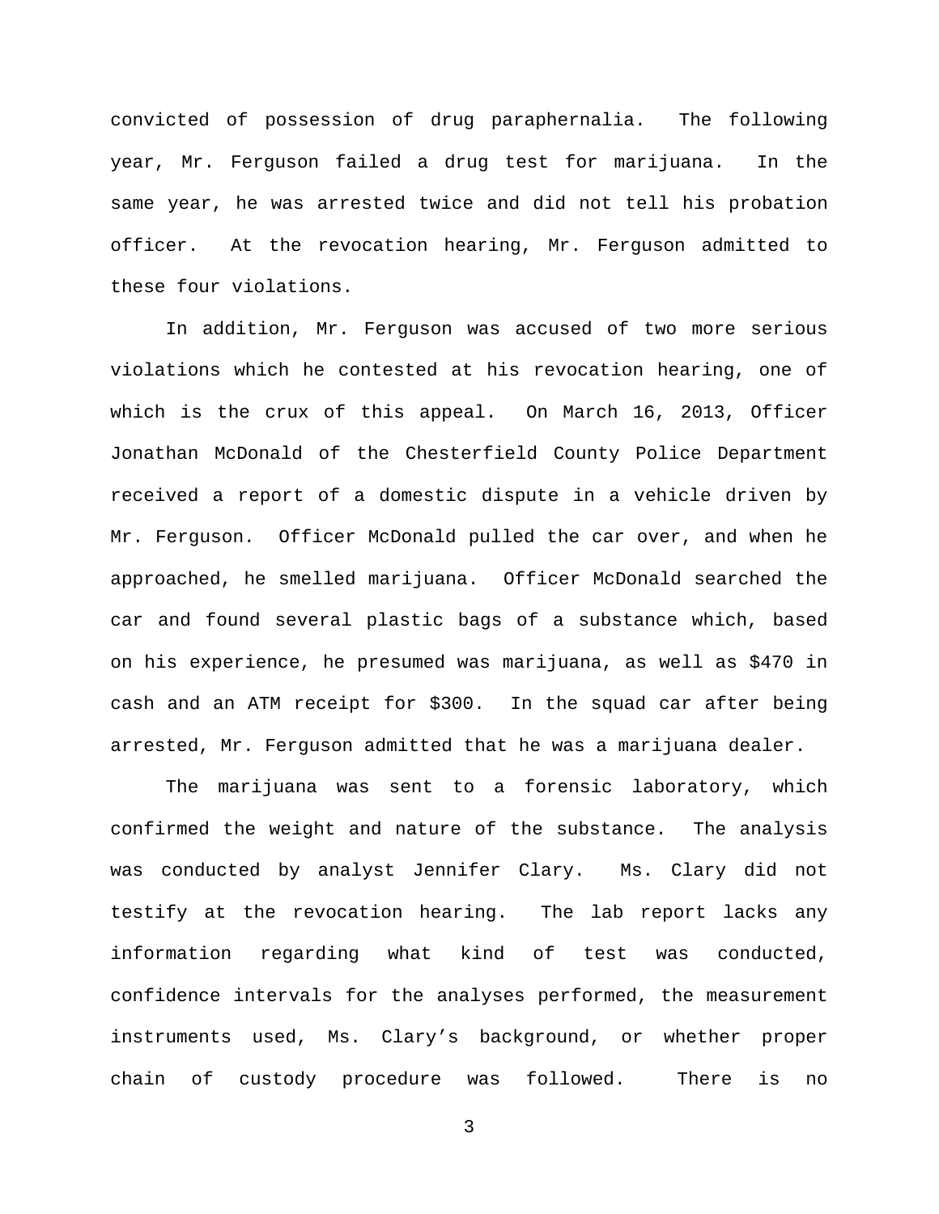convicted of possession of drug paraphernalia. The following year, Mr. Ferguson failed a drug test for marijuana. In the same year, he was arrested twice and did not tell his probation officer. At the revocation hearing, Mr. Ferguson admitted to these four violations.

In addition, Mr. Ferguson was accused of two more serious violations which he contested at his revocation hearing, one of which is the crux of this appeal. On March 16, 2013, Officer Jonathan McDonald of the Chesterfield County Police Department received a report of a domestic dispute in a vehicle driven by Mr. Ferguson. Officer McDonald pulled the car over, and when he approached, he smelled marijuana. Officer McDonald searched the car and found several plastic bags of a substance which, based on his experience, he presumed was marijuana, as well as $470 in cash and an ATM receipt for $300. In the squad car after being arrested, Mr. Ferguson admitted that he was a marijuana dealer.

The marijuana was sent to a forensic laboratory, which confirmed the weight and nature of the substance. The analysis was conducted by analyst Jennifer Clary. Ms. Clary did not testify at the revocation hearing. The lab report lacks any information regarding what kind of test was conducted, confidence intervals for the analyses performed, the measurement instruments used, Ms. Clary's background, or whether proper chain of custody procedure was followed. There is no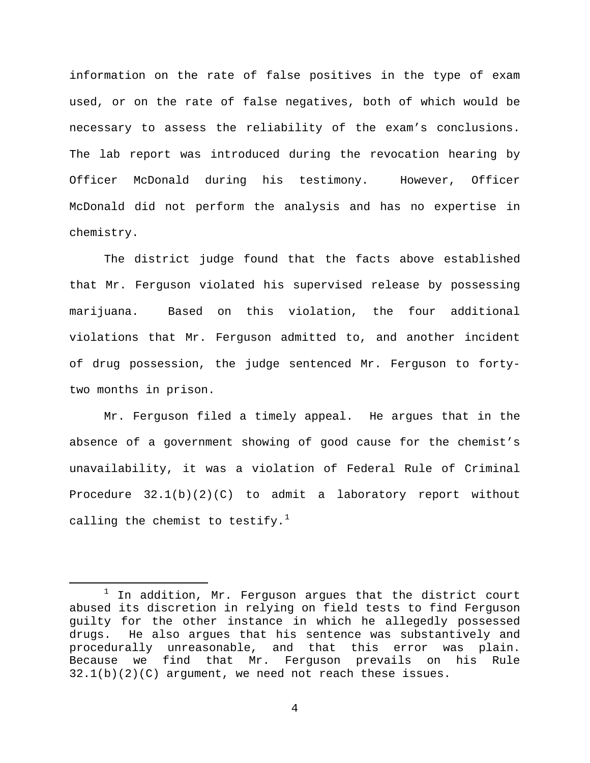information on the rate of false positives in the type of exam used, or on the rate of false negatives, both of which would be necessary to assess the reliability of the exam's conclusions. The lab report was introduced during the revocation hearing by Officer McDonald during his testimony. However, Officer McDonald did not perform the analysis and has no expertise in chemistry.

The district judge found that the facts above established that Mr. Ferguson violated his supervised release by possessing marijuana. Based on this violation, the four additional violations that Mr. Ferguson admitted to, and another incident of drug possession, the judge sentenced Mr. Ferguson to forty-two months in prison.

Mr. Ferguson filed a timely appeal. He argues that in the absence of a government showing of good cause for the chemist's unavailability, it was a violation of Federal Rule of Criminal Procedure 32.1(b)(2)(C) to admit a laboratory report without calling the chemist to testify.[1]

---

[1] In addition, Mr. Ferguson argues that the district court abused its discretion in relying on field tests to find Ferguson guilty for the other instance in which he allegedly possessed drugs. He also argues that his sentence was substantively and procedurally unreasonable, and that this error was plain. Because we find that Mr. Ferguson prevails on his Rule 32.1(b)(2)(C) argument, we need not reach these issues.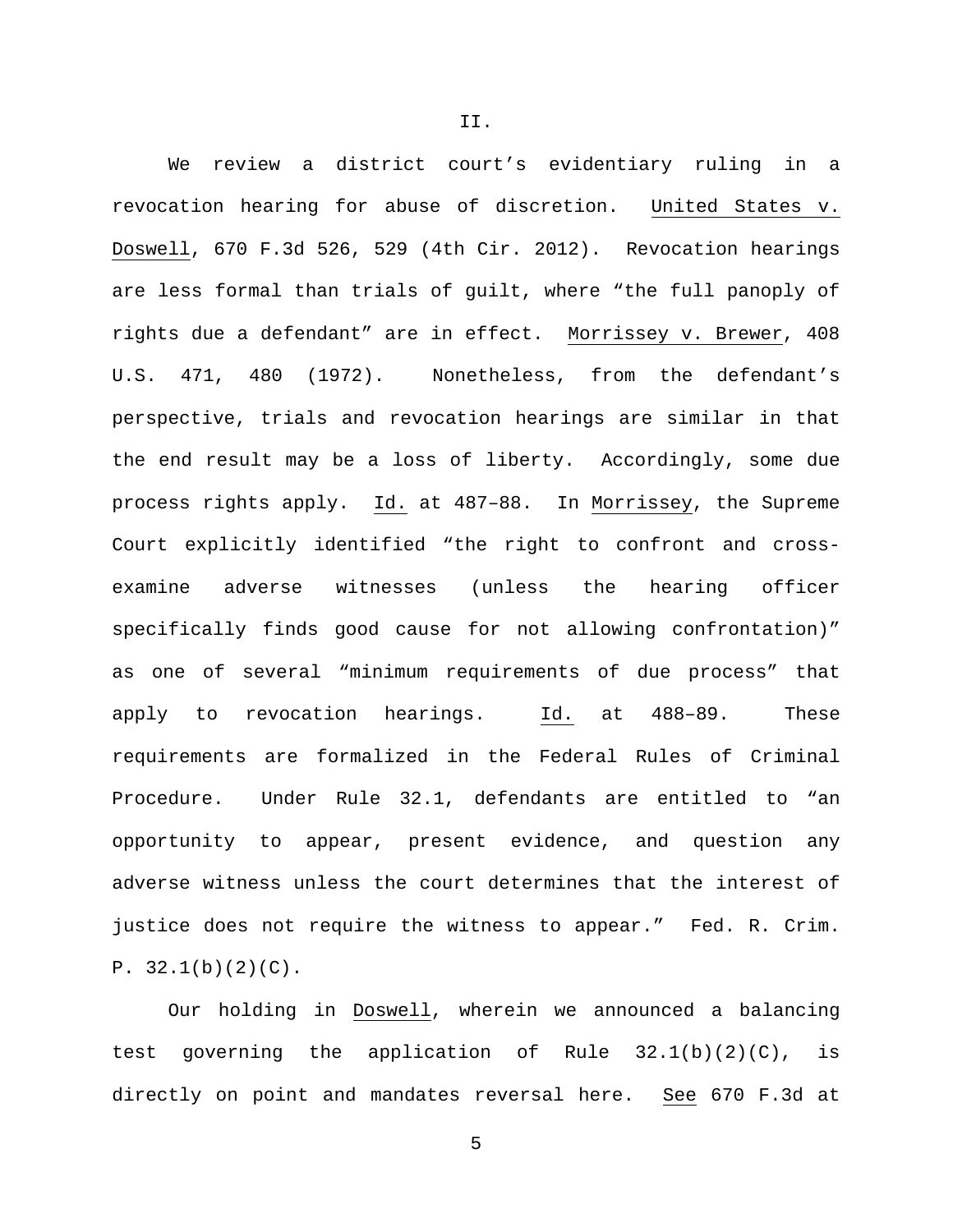II.

We review a district court's evidentiary ruling in a revocation hearing for abuse of discretion. United States v. Doswell, 670 F.3d 526, 529 (4th Cir. 2012). Revocation hearings are less formal than trials of guilt, where "the full panoply of rights due a defendant" are in effect. Morrissey v. Brewer, 408 U.S. 471, 480 (1972). Nonetheless, from the defendant's perspective, trials and revocation hearings are similar in that the end result may be a loss of liberty. Accordingly, some due process rights apply. Id. at 487–88. In Morrissey, the Supreme Court explicitly identified "the right to confront and cross-examine adverse witnesses (unless the hearing officer specifically finds good cause for not allowing confrontation)" as one of several "minimum requirements of due process" that apply to revocation hearings. Id. at 488–89. These requirements are formalized in the Federal Rules of Criminal Procedure. Under Rule 32.1, defendants are entitled to "an opportunity to appear, present evidence, and question any adverse witness unless the court determines that the interest of justice does not require the witness to appear." Fed. R. Crim. P. 32.1(b)(2)(C).

Our holding in Doswell, wherein we announced a balancing test governing the application of Rule 32.1(b)(2)(C), is directly on point and mandates reversal here. See 670 F.3d at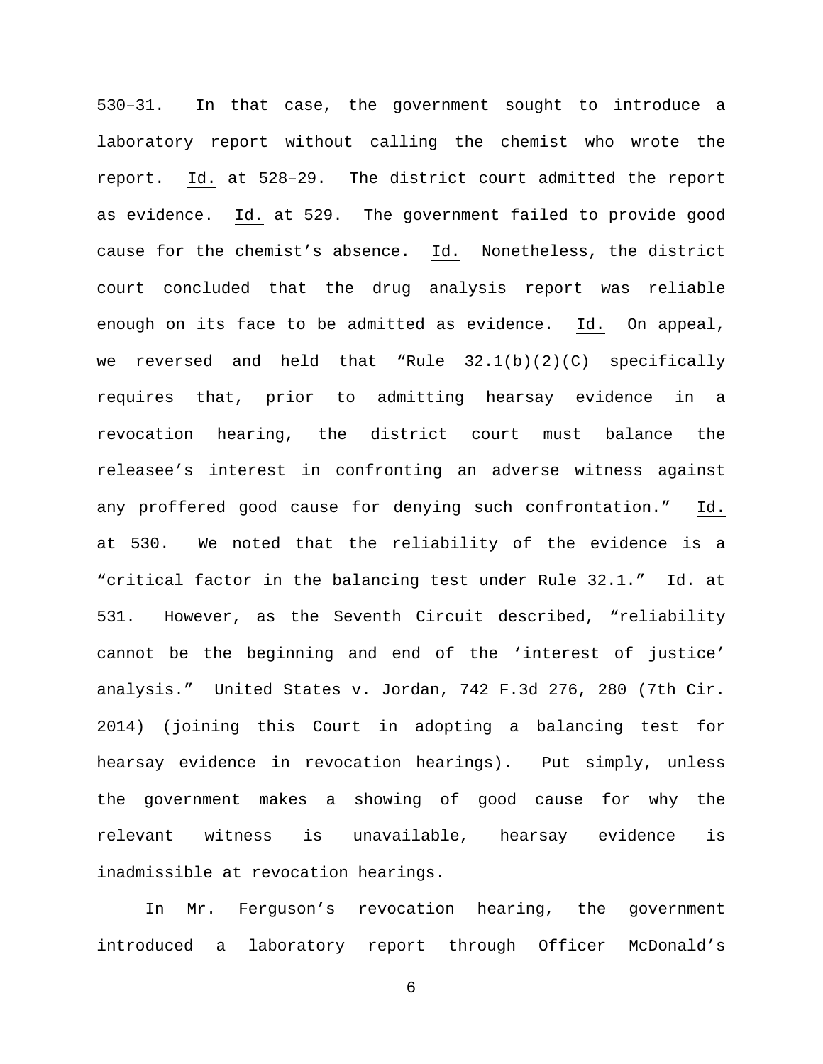530–31. In that case, the government sought to introduce a laboratory report without calling the chemist who wrote the report. Id. at 528–29. The district court admitted the report as evidence. Id. at 529. The government failed to provide good cause for the chemist's absence. Id. Nonetheless, the district court concluded that the drug analysis report was reliable enough on its face to be admitted as evidence. Id. On appeal, we reversed and held that "Rule 32.1(b)(2)(C) specifically requires that, prior to admitting hearsay evidence in a revocation hearing, the district court must balance the releasee's interest in confronting an adverse witness against any proffered good cause for denying such confrontation." Id. at 530. We noted that the reliability of the evidence is a "critical factor in the balancing test under Rule 32.1." Id. at 531. However, as the Seventh Circuit described, "reliability cannot be the beginning and end of the 'interest of justice' analysis." United States v. Jordan, 742 F.3d 276, 280 (7th Cir. 2014) (joining this Court in adopting a balancing test for hearsay evidence in revocation hearings). Put simply, unless the government makes a showing of good cause for why the relevant witness is unavailable, hearsay evidence is inadmissible at revocation hearings.

In Mr. Ferguson's revocation hearing, the government introduced a laboratory report through Officer McDonald's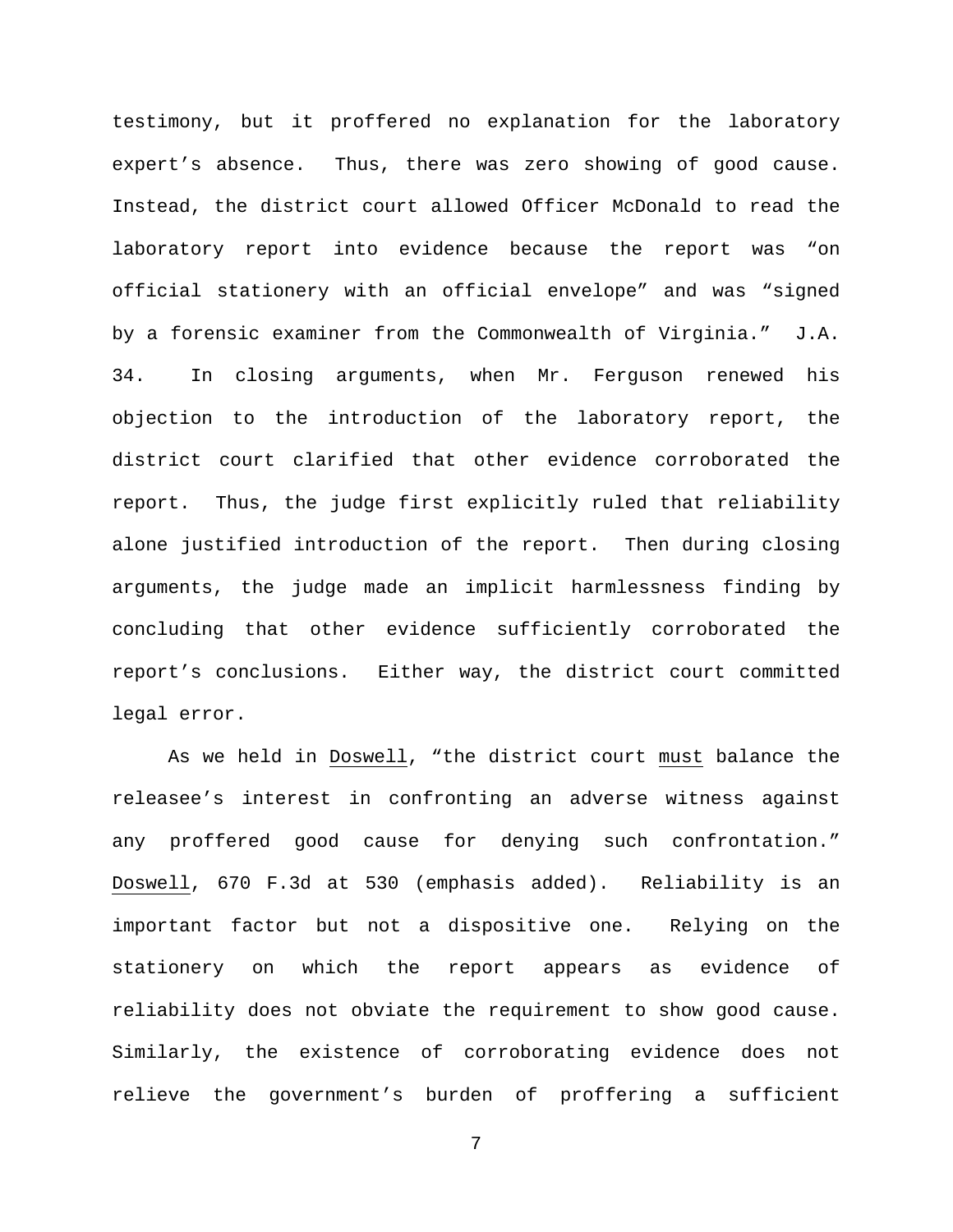testimony, but it proffered no explanation for the laboratory expert's absence. Thus, there was zero showing of good cause. Instead, the district court allowed Officer McDonald to read the laboratory report into evidence because the report was "on official stationery with an official envelope" and was "signed by a forensic examiner from the Commonwealth of Virginia." J.A. 34. In closing arguments, when Mr. Ferguson renewed his objection to the introduction of the laboratory report, the district court clarified that other evidence corroborated the report. Thus, the judge first explicitly ruled that reliability alone justified introduction of the report. Then during closing arguments, the judge made an implicit harmlessness finding by concluding that other evidence sufficiently corroborated the report's conclusions. Either way, the district court committed legal error.

As we held in Doswell, "the district court must balance the releasee's interest in confronting an adverse witness against any proffered good cause for denying such confrontation." Doswell, 670 F.3d at 530 (emphasis added). Reliability is an important factor but not a dispositive one. Relying on the stationery on which the report appears as evidence of reliability does not obviate the requirement to show good cause. Similarly, the existence of corroborating evidence does not relieve the government's burden of proffering a sufficient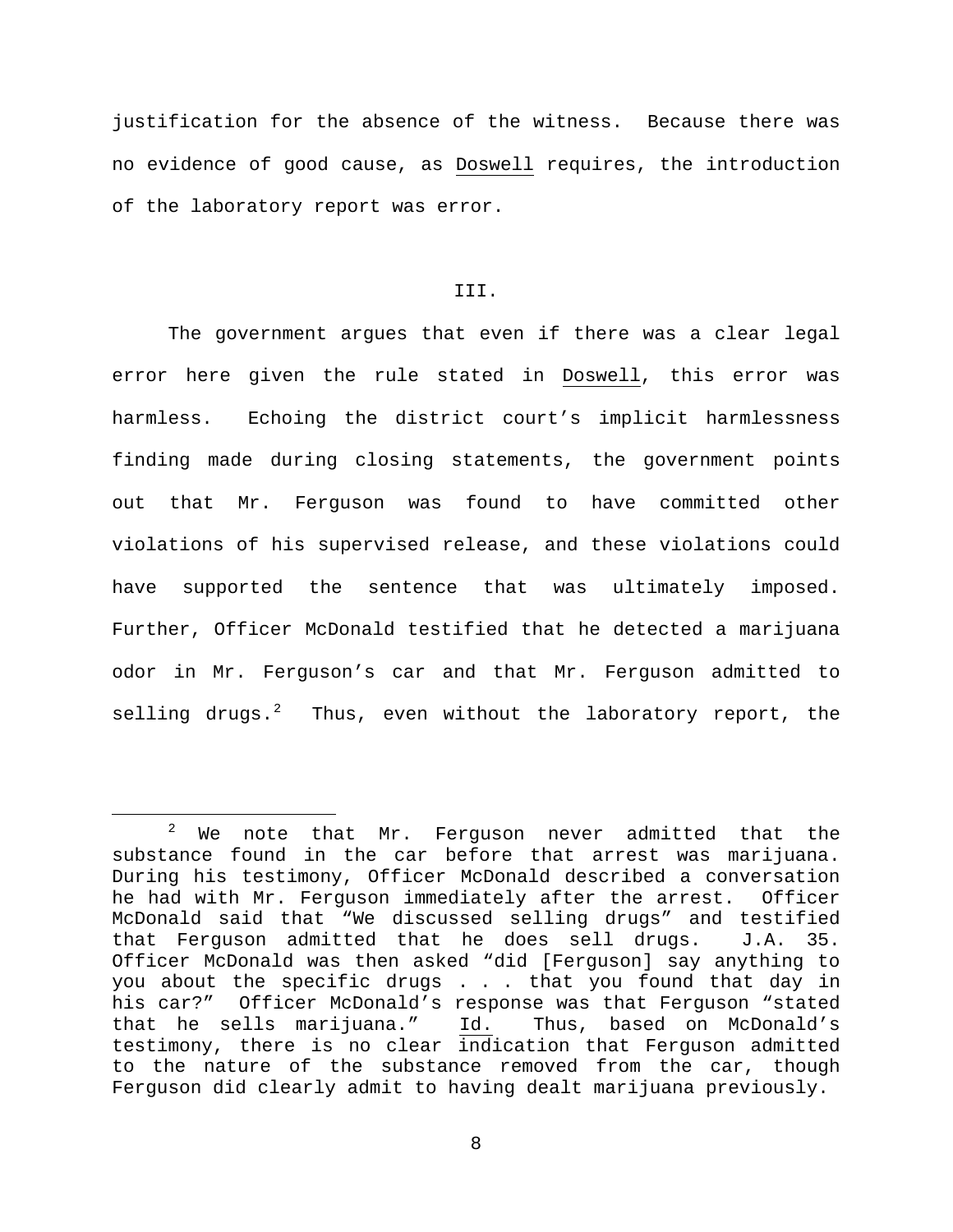justification for the absence of the witness. Because there was no evidence of good cause, as Doswell requires, the introduction of the laboratory report was error.

## III.

The government argues that even if there was a clear legal error here given the rule stated in Doswell, this error was harmless. Echoing the district court's implicit harmlessness finding made during closing statements, the government points out that Mr. Ferguson was found to have committed other violations of his supervised release, and these violations could have supported the sentence that was ultimately imposed. Further, Officer McDonald testified that he detected a marijuana odor in Mr. Ferguson's car and that Mr. Ferguson admitted to selling drugs.[2] Thus, even without the laboratory report, the

[2] We note that Mr. Ferguson never admitted that the substance found in the car before that arrest was marijuana. During his testimony, Officer McDonald described a conversation he had with Mr. Ferguson immediately after the arrest. Officer McDonald said that "We discussed selling drugs" and testified that Ferguson admitted that he does sell drugs. J.A. 35. Officer McDonald was then asked "did [Ferguson] say anything to you about the specific drugs . . . that you found that day in his car?" Officer McDonald's response was that Ferguson "stated that he sells marijuana." Id. Thus, based on McDonald's testimony, there is no clear indication that Ferguson admitted to the nature of the substance removed from the car, though Ferguson did clearly admit to having dealt marijuana previously.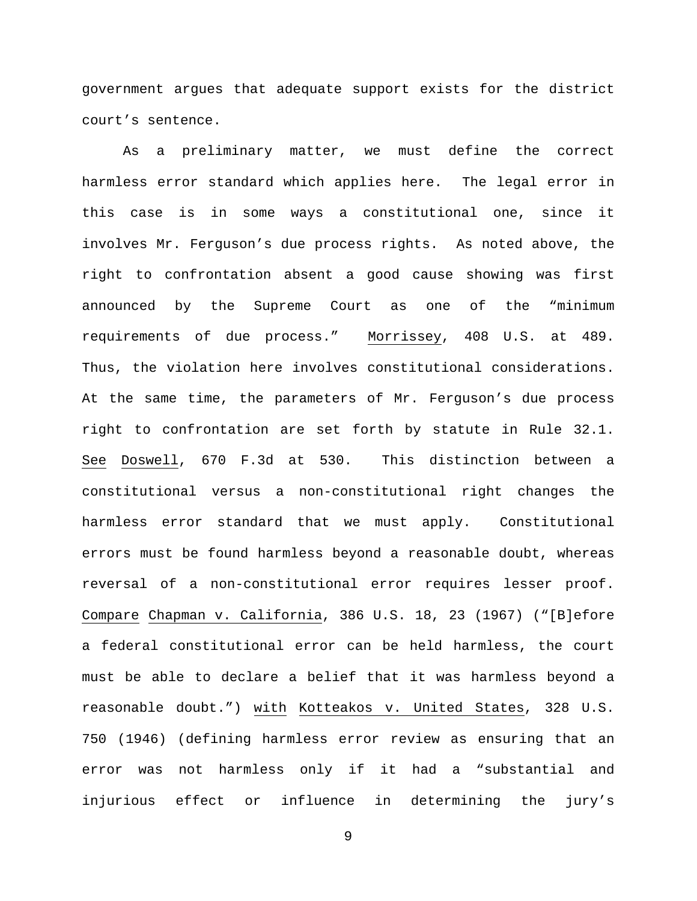government argues that adequate support exists for the district court's sentence.

As a preliminary matter, we must define the correct harmless error standard which applies here. The legal error in this case is in some ways a constitutional one, since it involves Mr. Ferguson's due process rights. As noted above, the right to confrontation absent a good cause showing was first announced by the Supreme Court as one of the "minimum requirements of due process." Morrissey, 408 U.S. at 489. Thus, the violation here involves constitutional considerations. At the same time, the parameters of Mr. Ferguson's due process right to confrontation are set forth by statute in Rule 32.1. See Doswell, 670 F.3d at 530. This distinction between a constitutional versus a non-constitutional right changes the harmless error standard that we must apply. Constitutional errors must be found harmless beyond a reasonable doubt, whereas reversal of a non-constitutional error requires lesser proof. Compare Chapman v. California, 386 U.S. 18, 23 (1967) ("[B]efore a federal constitutional error can be held harmless, the court must be able to declare a belief that it was harmless beyond a reasonable doubt.") with Kotteakos v. United States, 328 U.S. 750 (1946) (defining harmless error review as ensuring that an error was not harmless only if it had a "substantial and injurious effect or influence in determining the jury's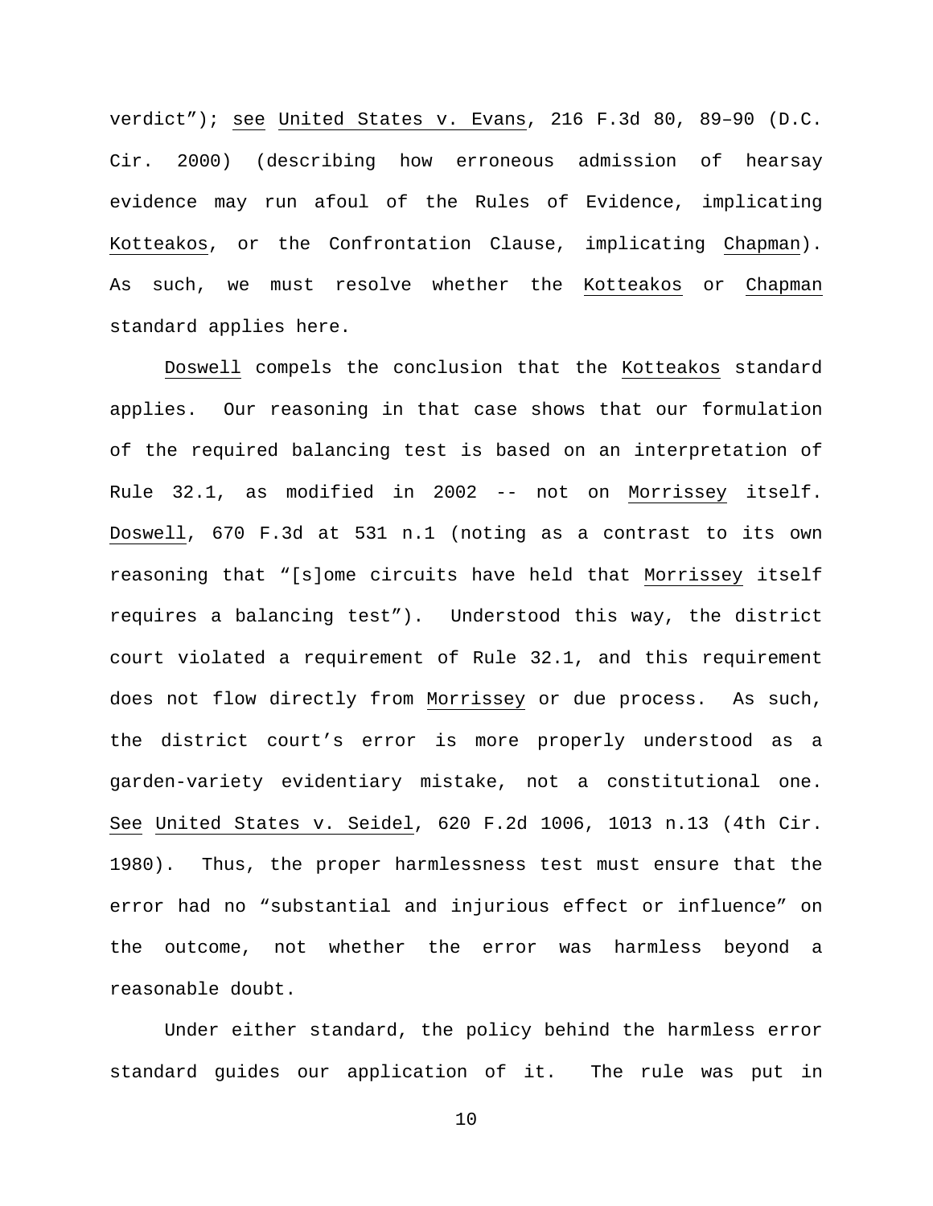verdict"); _see_ _United States v. Evans_, 216 F.3d 80, 89–90 (D.C. Cir. 2000) (describing how erroneous admission of hearsay evidence may run afoul of the Rules of Evidence, implicating _Kotteakos_, or the Confrontation Clause, implicating _Chapman_). As such, we must resolve whether the _Kotteakos_ or _Chapman_ standard applies here.

_Doswell_ compels the conclusion that the _Kotteakos_ standard applies. Our reasoning in that case shows that our formulation of the required balancing test is based on an interpretation of Rule 32.1, as modified in 2002 -- not on _Morrissey_ itself. _Doswell_, 670 F.3d at 531 n.1 (noting as a contrast to its own reasoning that "[s]ome circuits have held that _Morrissey_ itself requires a balancing test"). Understood this way, the district court violated a requirement of Rule 32.1, and this requirement does not flow directly from _Morrissey_ or due process. As such, the district court's error is more properly understood as a garden-variety evidentiary mistake, not a constitutional one. _See_ _United States v. Seidel_, 620 F.2d 1006, 1013 n.13 (4th Cir. 1980). Thus, the proper harmlessness test must ensure that the error had no "substantial and injurious effect or influence" on the outcome, not whether the error was harmless beyond a reasonable doubt.

Under either standard, the policy behind the harmless error standard guides our application of it. The rule was put in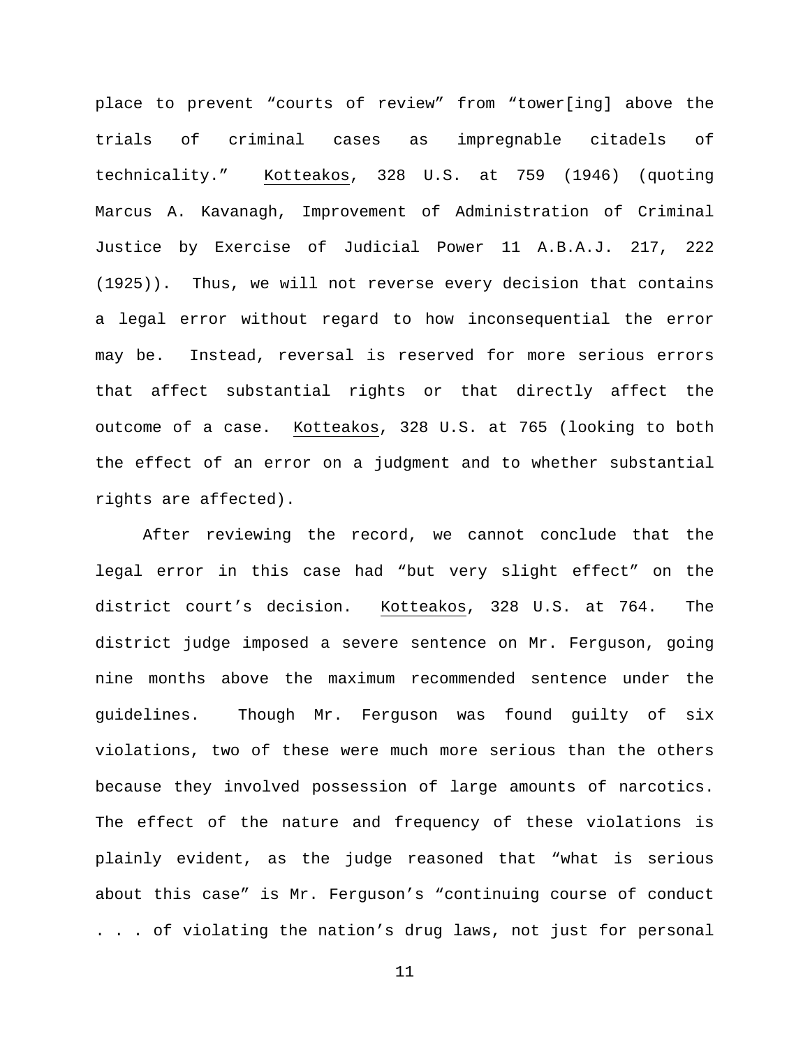place to prevent "courts of review" from "tower[ing] above the trials of criminal cases as impregnable citadels of technicality." Kotteakos, 328 U.S. at 759 (1946) (quoting Marcus A. Kavanagh, Improvement of Administration of Criminal Justice by Exercise of Judicial Power 11 A.B.A.J. 217, 222 (1925)). Thus, we will not reverse every decision that contains a legal error without regard to how inconsequential the error may be. Instead, reversal is reserved for more serious errors that affect substantial rights or that directly affect the outcome of a case. Kotteakos, 328 U.S. at 765 (looking to both the effect of an error on a judgment and to whether substantial rights are affected).

After reviewing the record, we cannot conclude that the legal error in this case had "but very slight effect" on the district court's decision. Kotteakos, 328 U.S. at 764. The district judge imposed a severe sentence on Mr. Ferguson, going nine months above the maximum recommended sentence under the guidelines. Though Mr. Ferguson was found guilty of six violations, two of these were much more serious than the others because they involved possession of large amounts of narcotics. The effect of the nature and frequency of these violations is plainly evident, as the judge reasoned that "what is serious about this case" is Mr. Ferguson's "continuing course of conduct . . . of violating the nation's drug laws, not just for personal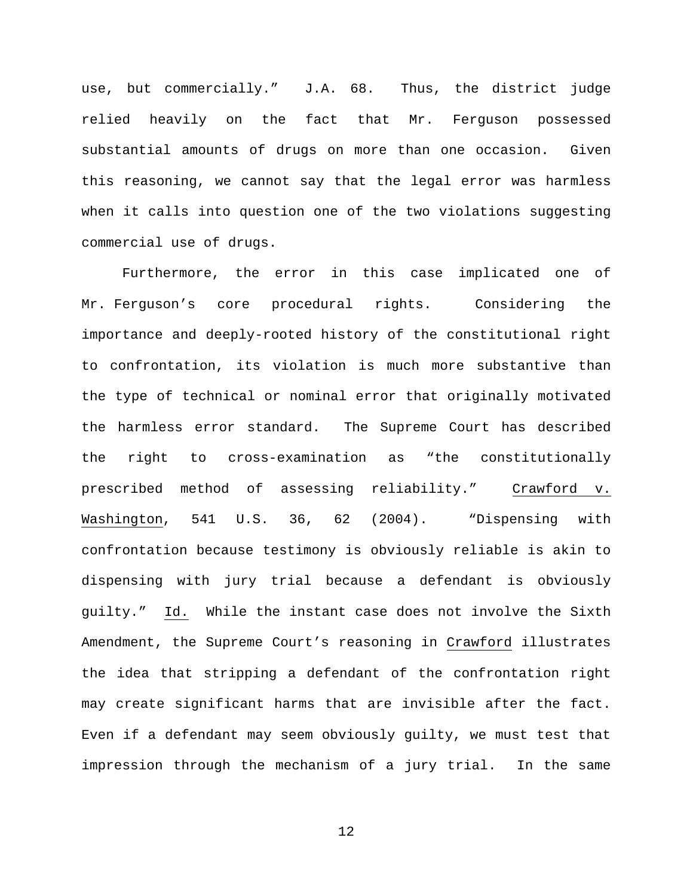use, but commercially." J.A. 68. Thus, the district judge relied heavily on the fact that Mr. Ferguson possessed substantial amounts of drugs on more than one occasion. Given this reasoning, we cannot say that the legal error was harmless when it calls into question one of the two violations suggesting commercial use of drugs.

Furthermore, the error in this case implicated one of Mr. Ferguson's core procedural rights. Considering the importance and deeply-rooted history of the constitutional right to confrontation, its violation is much more substantive than the type of technical or nominal error that originally motivated the harmless error standard. The Supreme Court has described the right to cross-examination as "the constitutionally prescribed method of assessing reliability." Crawford v. Washington, 541 U.S. 36, 62 (2004). "Dispensing with confrontation because testimony is obviously reliable is akin to dispensing with jury trial because a defendant is obviously guilty." Id. While the instant case does not involve the Sixth Amendment, the Supreme Court's reasoning in Crawford illustrates the idea that stripping a defendant of the confrontation right may create significant harms that are invisible after the fact. Even if a defendant may seem obviously guilty, we must test that impression through the mechanism of a jury trial. In the same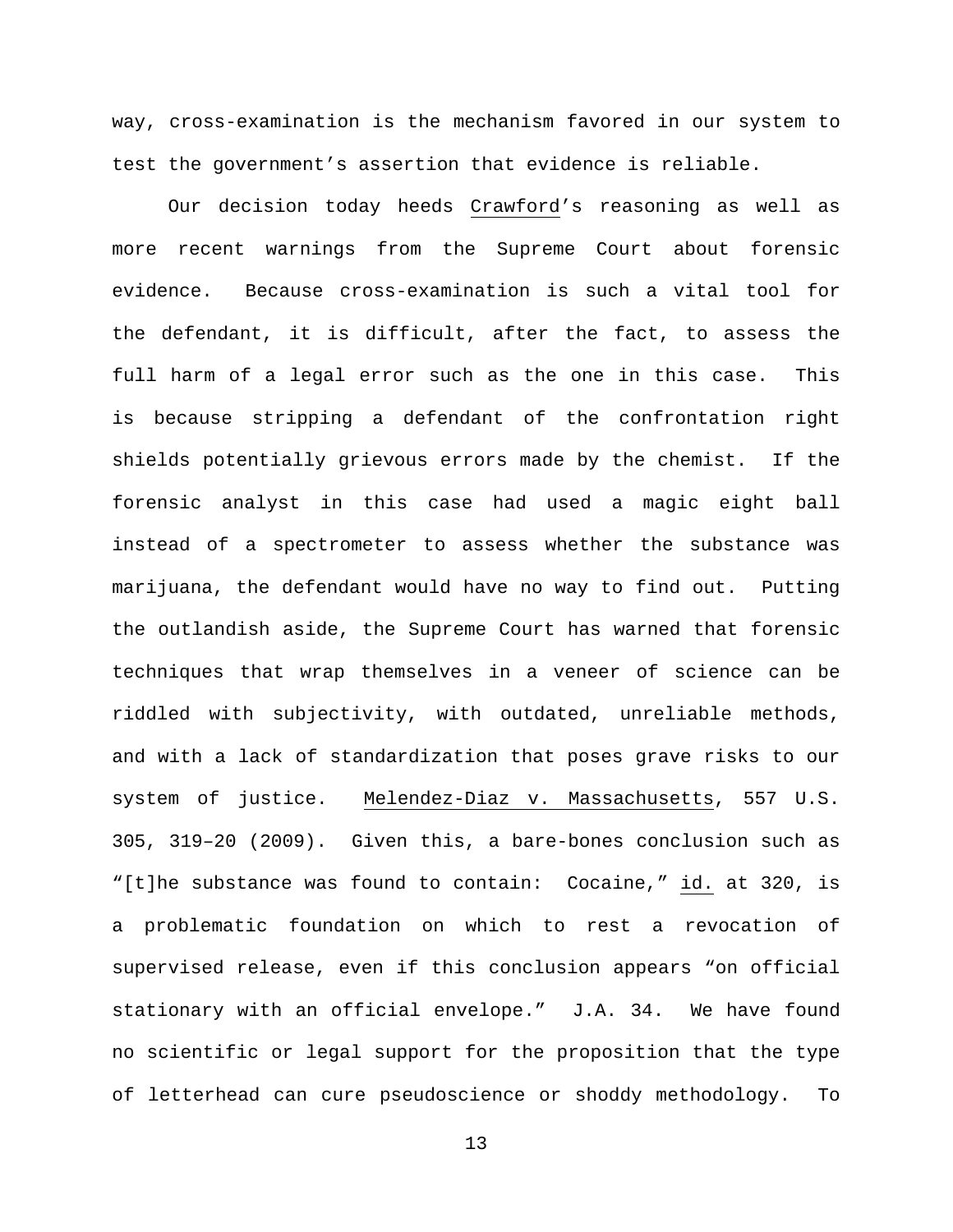way, cross-examination is the mechanism favored in our system to test the government's assertion that evidence is reliable.

Our decision today heeds Crawford's reasoning as well as more recent warnings from the Supreme Court about forensic evidence. Because cross-examination is such a vital tool for the defendant, it is difficult, after the fact, to assess the full harm of a legal error such as the one in this case. This is because stripping a defendant of the confrontation right shields potentially grievous errors made by the chemist. If the forensic analyst in this case had used a magic eight ball instead of a spectrometer to assess whether the substance was marijuana, the defendant would have no way to find out. Putting the outlandish aside, the Supreme Court has warned that forensic techniques that wrap themselves in a veneer of science can be riddled with subjectivity, with outdated, unreliable methods, and with a lack of standardization that poses grave risks to our system of justice. Melendez-Diaz v. Massachusetts, 557 U.S. 305, 319–20 (2009). Given this, a bare-bones conclusion such as "[t]he substance was found to contain: Cocaine," id. at 320, is a problematic foundation on which to rest a revocation of supervised release, even if this conclusion appears "on official stationary with an official envelope." J.A. 34. We have found no scientific or legal support for the proposition that the type of letterhead can cure pseudoscience or shoddy methodology. To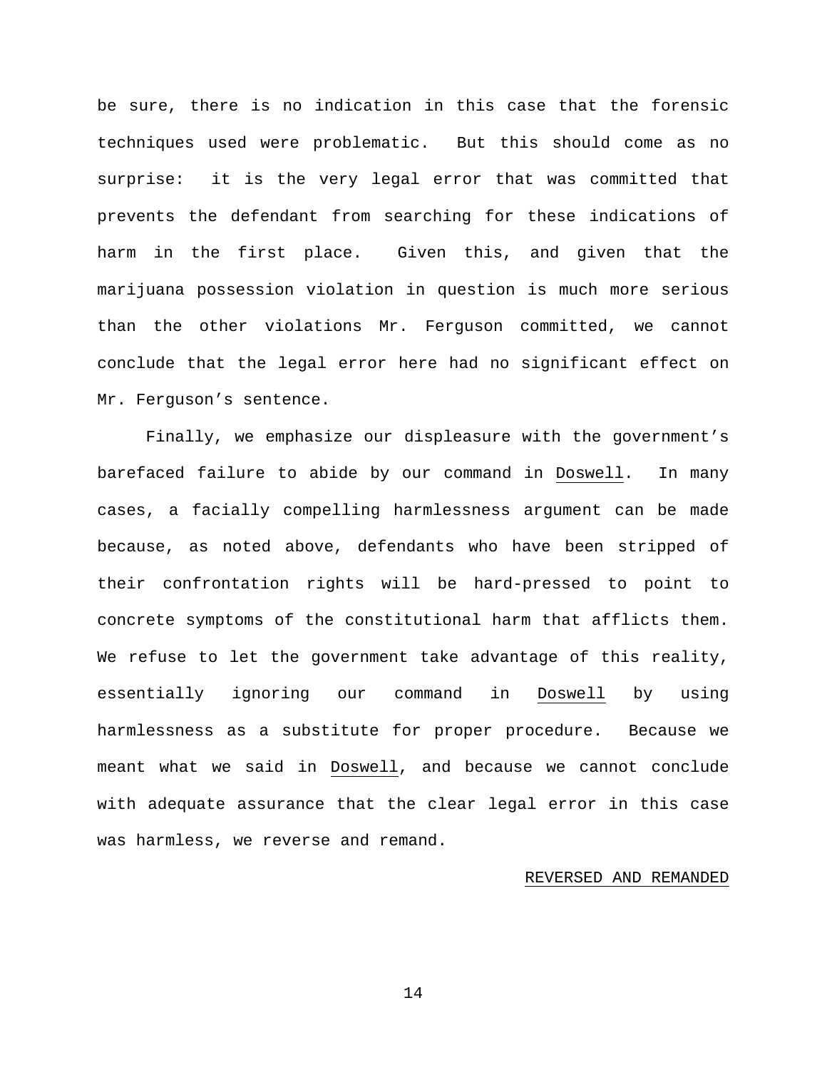be sure, there is no indication in this case that the forensic techniques used were problematic. But this should come as no surprise: it is the very legal error that was committed that prevents the defendant from searching for these indications of harm in the first place. Given this, and given that the marijuana possession violation in question is much more serious than the other violations Mr. Ferguson committed, we cannot conclude that the legal error here had no significant effect on Mr. Ferguson's sentence.

Finally, we emphasize our displeasure with the government's barefaced failure to abide by our command in Doswell. In many cases, a facially compelling harmlessness argument can be made because, as noted above, defendants who have been stripped of their confrontation rights will be hard-pressed to point to concrete symptoms of the constitutional harm that afflicts them. We refuse to let the government take advantage of this reality, essentially ignoring our command in Doswell by using harmlessness as a substitute for proper procedure. Because we meant what we said in Doswell, and because we cannot conclude with adequate assurance that the clear legal error in this case was harmless, we reverse and remand.

REVERSED AND REMANDED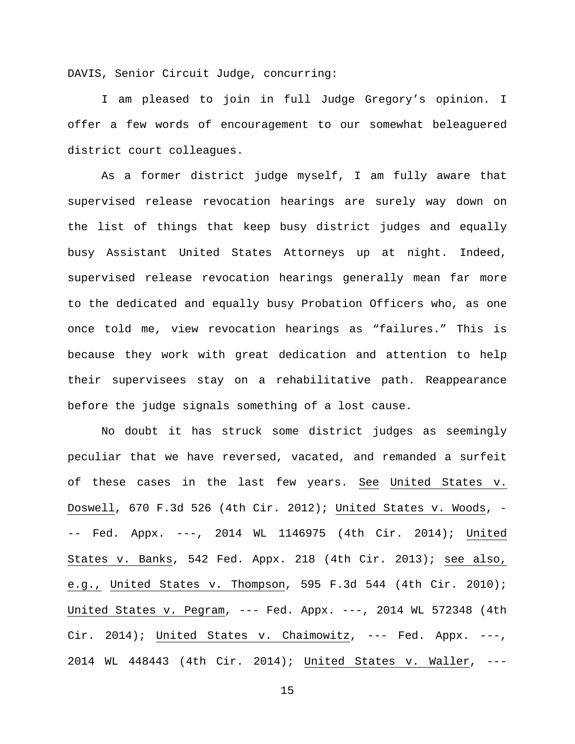DAVIS, Senior Circuit Judge, concurring:

I am pleased to join in full Judge Gregory's opinion. I offer a few words of encouragement to our somewhat beleaguered district court colleagues.

As a former district judge myself, I am fully aware that supervised release revocation hearings are surely way down on the list of things that keep busy district judges and equally busy Assistant United States Attorneys up at night. Indeed, supervised release revocation hearings generally mean far more to the dedicated and equally busy Probation Officers who, as one once told me, view revocation hearings as "failures." This is because they work with great dedication and attention to help their supervisees stay on a rehabilitative path. Reappearance before the judge signals something of a lost cause.

No doubt it has struck some district judges as seemingly peculiar that we have reversed, vacated, and remanded a surfeit of these cases in the last few years. See United States v. Doswell, 670 F.3d 526 (4th Cir. 2012); United States v. Woods, --- Fed. Appx. ---, 2014 WL 1146975 (4th Cir. 2014); United States v. Banks, 542 Fed. Appx. 218 (4th Cir. 2013); see also, e.g., United States v. Thompson, 595 F.3d 544 (4th Cir. 2010); United States v. Pegram, --- Fed. Appx. ---, 2014 WL 572348 (4th Cir. 2014); United States v. Chaimowitz, --- Fed. Appx. ---, 2014 WL 448443 (4th Cir. 2014); United States v. Waller, ---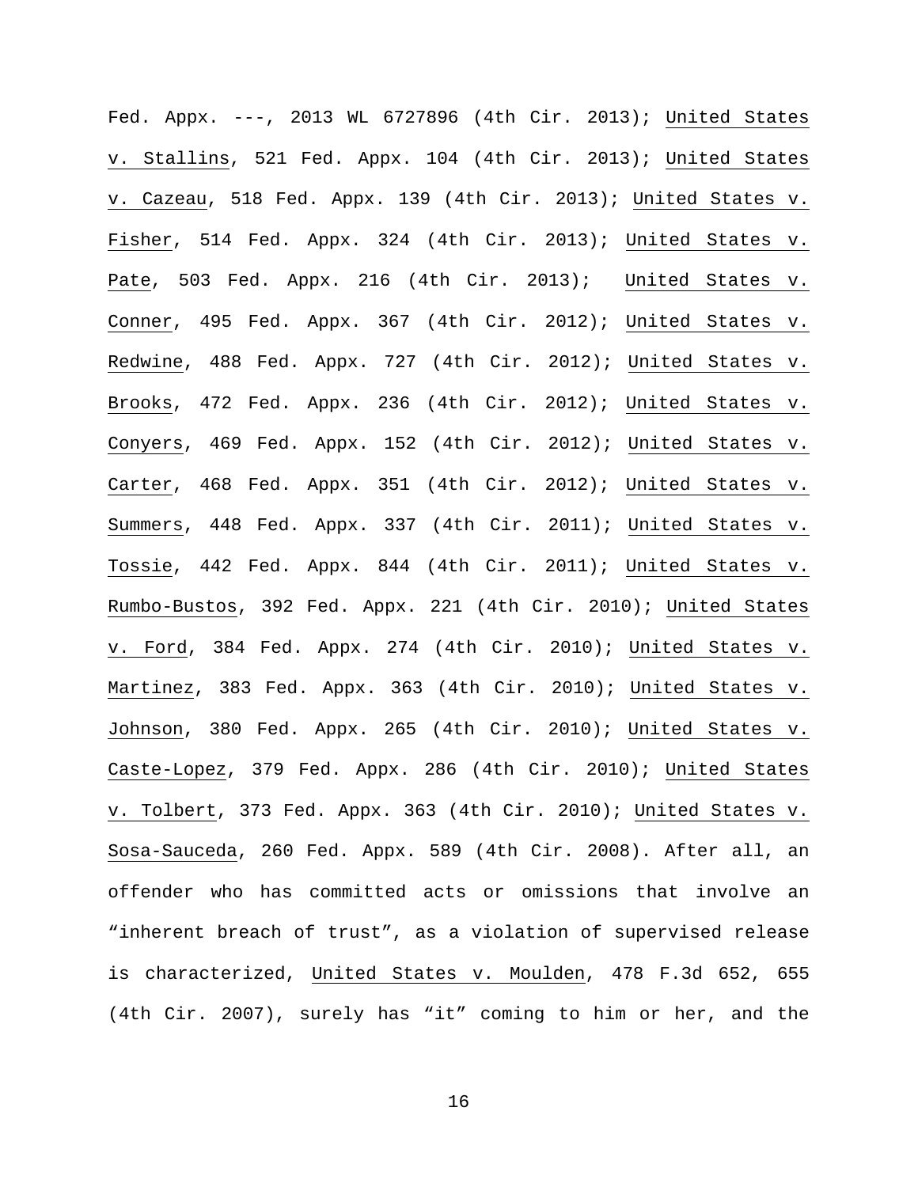Fed. Appx. ---, 2013 WL 6727896 (4th Cir. 2013); United States v. Stallins, 521 Fed. Appx. 104 (4th Cir. 2013); United States v. Cazeau, 518 Fed. Appx. 139 (4th Cir. 2013); United States v. Fisher, 514 Fed. Appx. 324 (4th Cir. 2013); United States v. Pate, 503 Fed. Appx. 216 (4th Cir. 2013); United States v. Conner, 495 Fed. Appx. 367 (4th Cir. 2012); United States v. Redwine, 488 Fed. Appx. 727 (4th Cir. 2012); United States v. Brooks, 472 Fed. Appx. 236 (4th Cir. 2012); United States v. Conyers, 469 Fed. Appx. 152 (4th Cir. 2012); United States v. Carter, 468 Fed. Appx. 351 (4th Cir. 2012); United States v. Summers, 448 Fed. Appx. 337 (4th Cir. 2011); United States v. Tossie, 442 Fed. Appx. 844 (4th Cir. 2011); United States v. Rumbo-Bustos, 392 Fed. Appx. 221 (4th Cir. 2010); United States v. Ford, 384 Fed. Appx. 274 (4th Cir. 2010); United States v. Martinez, 383 Fed. Appx. 363 (4th Cir. 2010); United States v. Johnson, 380 Fed. Appx. 265 (4th Cir. 2010); United States v. Caste-Lopez, 379 Fed. Appx. 286 (4th Cir. 2010); United States v. Tolbert, 373 Fed. Appx. 363 (4th Cir. 2010); United States v. Sosa-Sauceda, 260 Fed. Appx. 589 (4th Cir. 2008). After all, an offender who has committed acts or omissions that involve an "inherent breach of trust", as a violation of supervised release is characterized, United States v. Moulden, 478 F.3d 652, 655 (4th Cir. 2007), surely has "it" coming to him or her, and the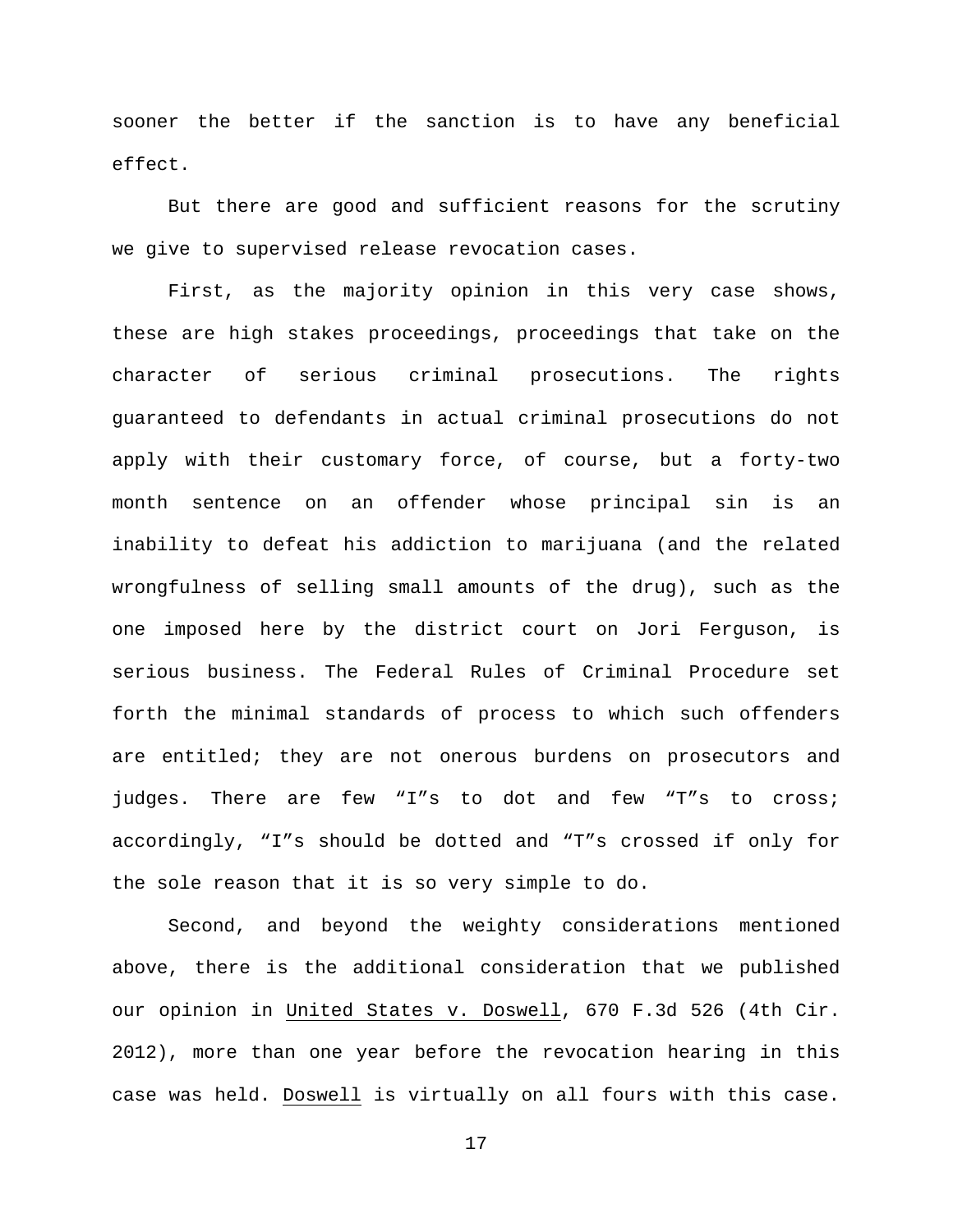sooner the better if the sanction is to have any beneficial effect.

But there are good and sufficient reasons for the scrutiny we give to supervised release revocation cases.

First, as the majority opinion in this very case shows, these are high stakes proceedings, proceedings that take on the character of serious criminal prosecutions. The rights guaranteed to defendants in actual criminal prosecutions do not apply with their customary force, of course, but a forty-two month sentence on an offender whose principal sin is an inability to defeat his addiction to marijuana (and the related wrongfulness of selling small amounts of the drug), such as the one imposed here by the district court on Jori Ferguson, is serious business. The Federal Rules of Criminal Procedure set forth the minimal standards of process to which such offenders are entitled; they are not onerous burdens on prosecutors and judges. There are few "I"s to dot and few "T"s to cross; accordingly, "I"s should be dotted and "T"s crossed if only for the sole reason that it is so very simple to do.

Second, and beyond the weighty considerations mentioned above, there is the additional consideration that we published our opinion in United States v. Doswell, 670 F.3d 526 (4th Cir. 2012), more than one year before the revocation hearing in this case was held. Doswell is virtually on all fours with this case.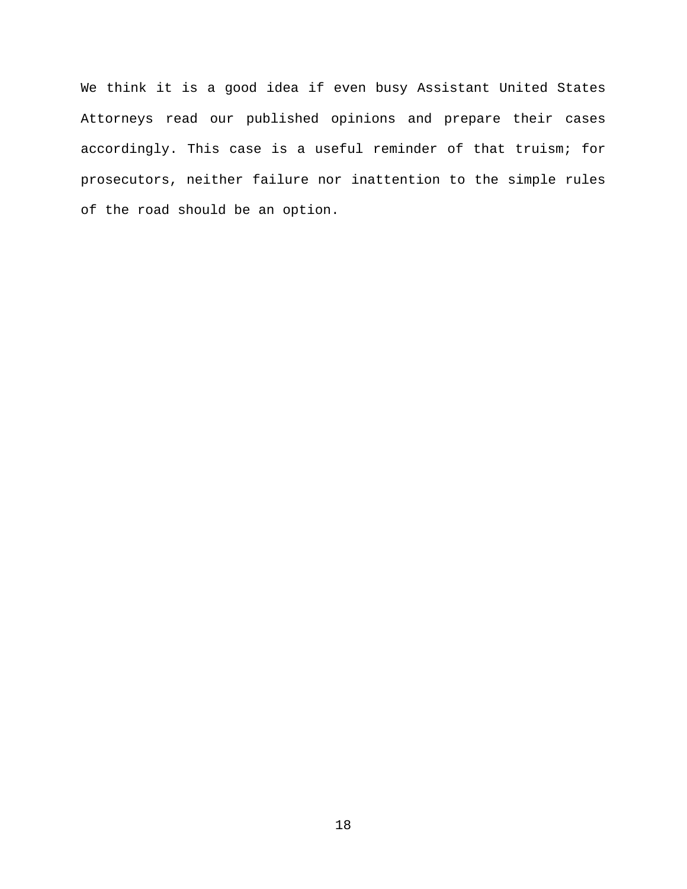We think it is a good idea if even busy Assistant United States Attorneys read our published opinions and prepare their cases accordingly. This case is a useful reminder of that truism; for prosecutors, neither failure nor inattention to the simple rules of the road should be an option.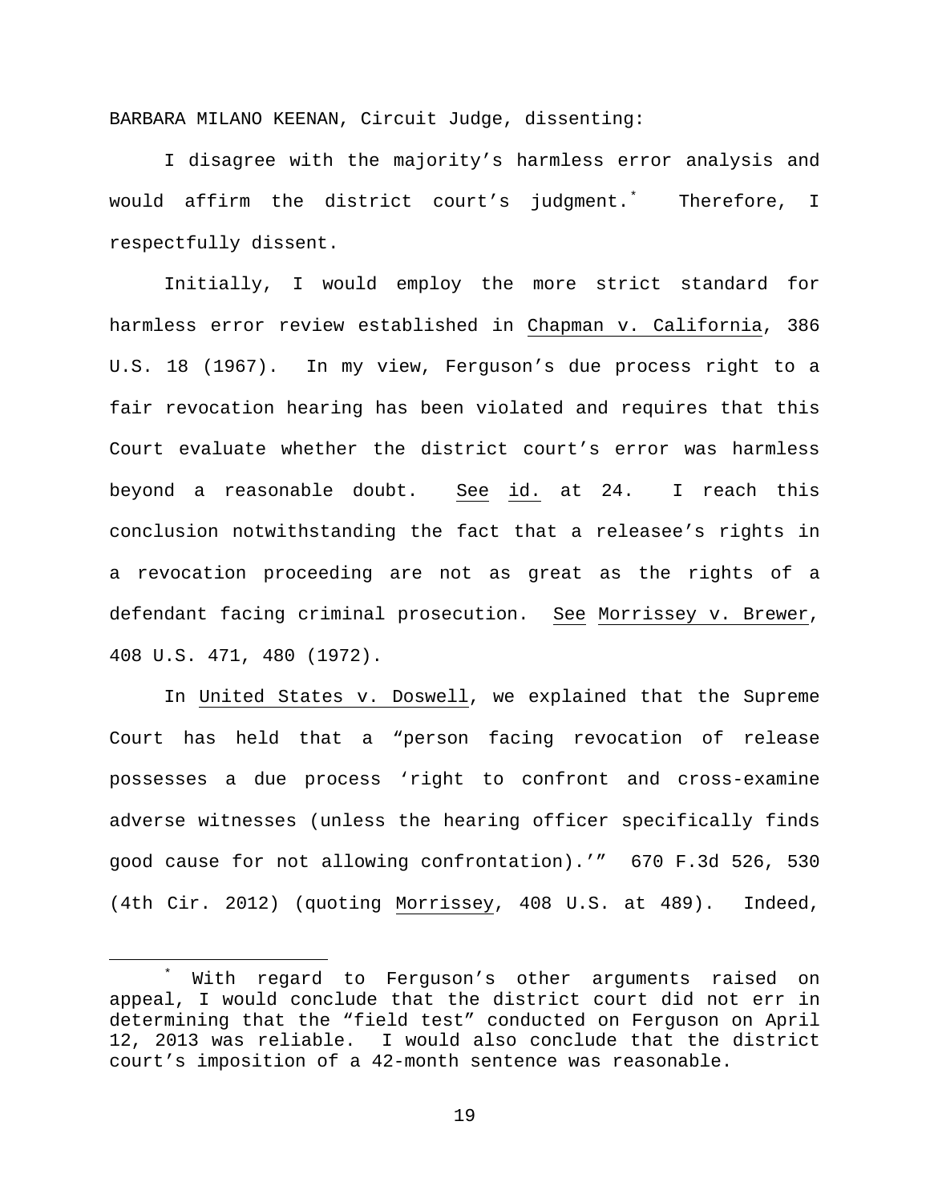BARBARA MILANO KEENAN, Circuit Judge, dissenting:

I disagree with the majority's harmless error analysis and would affirm the district court's judgment.[*] Therefore, I respectfully dissent.

Initially, I would employ the more strict standard for harmless error review established in Chapman v. California, 386 U.S. 18 (1967). In my view, Ferguson's due process right to a fair revocation hearing has been violated and requires that this Court evaluate whether the district court's error was harmless beyond a reasonable doubt. See id. at 24. I reach this conclusion notwithstanding the fact that a releasee's rights in a revocation proceeding are not as great as the rights of a defendant facing criminal prosecution. See Morrissey v. Brewer, 408 U.S. 471, 480 (1972).

In United States v. Doswell, we explained that the Supreme Court has held that a "person facing revocation of release possesses a due process 'right to confront and cross-examine adverse witnesses (unless the hearing officer specifically finds good cause for not allowing confrontation).'" 670 F.3d 526, 530 (4th Cir. 2012) (quoting Morrissey, 408 U.S. at 489). Indeed,

[*] With regard to Ferguson's other arguments raised on appeal, I would conclude that the district court did not err in determining that the "field test" conducted on Ferguson on April 12, 2013 was reliable. I would also conclude that the district court's imposition of a 42-month sentence was reasonable.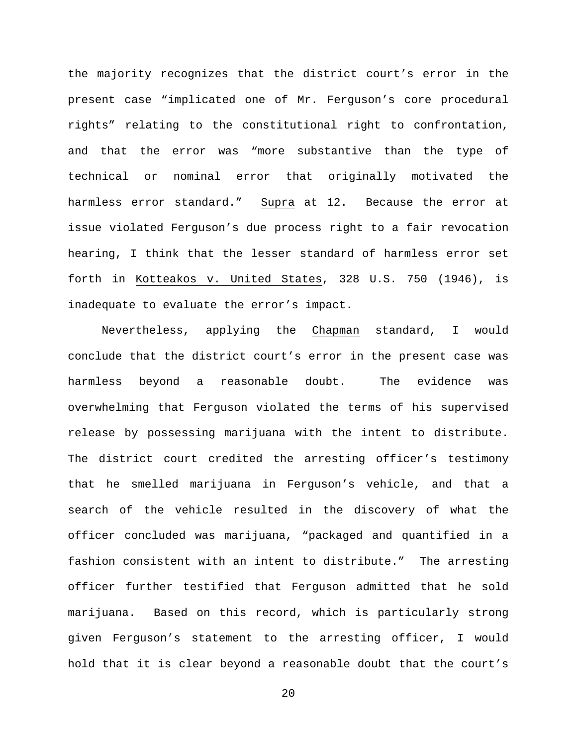the majority recognizes that the district court's error in the present case "implicated one of Mr. Ferguson's core procedural rights" relating to the constitutional right to confrontation, and that the error was "more substantive than the type of technical or nominal error that originally motivated the harmless error standard." Supra at 12. Because the error at issue violated Ferguson's due process right to a fair revocation hearing, I think that the lesser standard of harmless error set forth in Kotteakos v. United States, 328 U.S. 750 (1946), is inadequate to evaluate the error's impact.

Nevertheless, applying the Chapman standard, I would conclude that the district court's error in the present case was harmless beyond a reasonable doubt. The evidence was overwhelming that Ferguson violated the terms of his supervised release by possessing marijuana with the intent to distribute. The district court credited the arresting officer's testimony that he smelled marijuana in Ferguson's vehicle, and that a search of the vehicle resulted in the discovery of what the officer concluded was marijuana, "packaged and quantified in a fashion consistent with an intent to distribute." The arresting officer further testified that Ferguson admitted that he sold marijuana. Based on this record, which is particularly strong given Ferguson's statement to the arresting officer, I would hold that it is clear beyond a reasonable doubt that the court's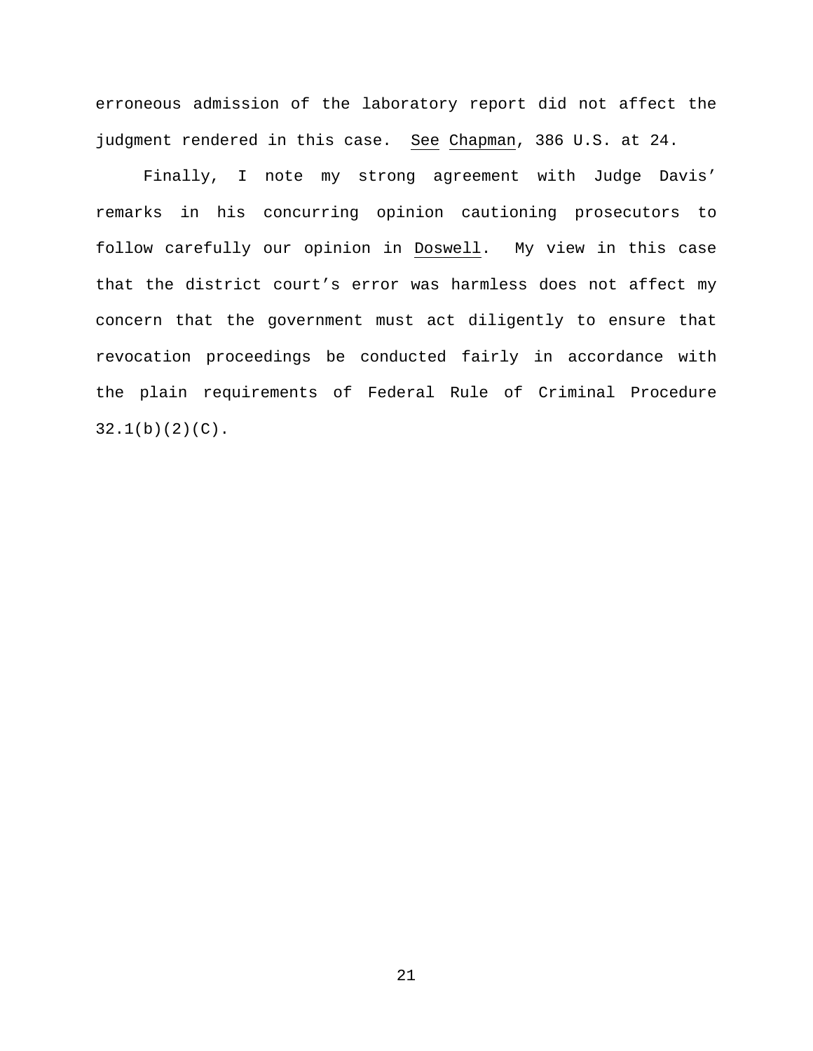erroneous admission of the laboratory report did not affect the judgment rendered in this case. See Chapman, 386 U.S. at 24.

Finally, I note my strong agreement with Judge Davis' remarks in his concurring opinion cautioning prosecutors to follow carefully our opinion in Doswell. My view in this case that the district court's error was harmless does not affect my concern that the government must act diligently to ensure that revocation proceedings be conducted fairly in accordance with the plain requirements of Federal Rule of Criminal Procedure 32.1(b)(2)(C).